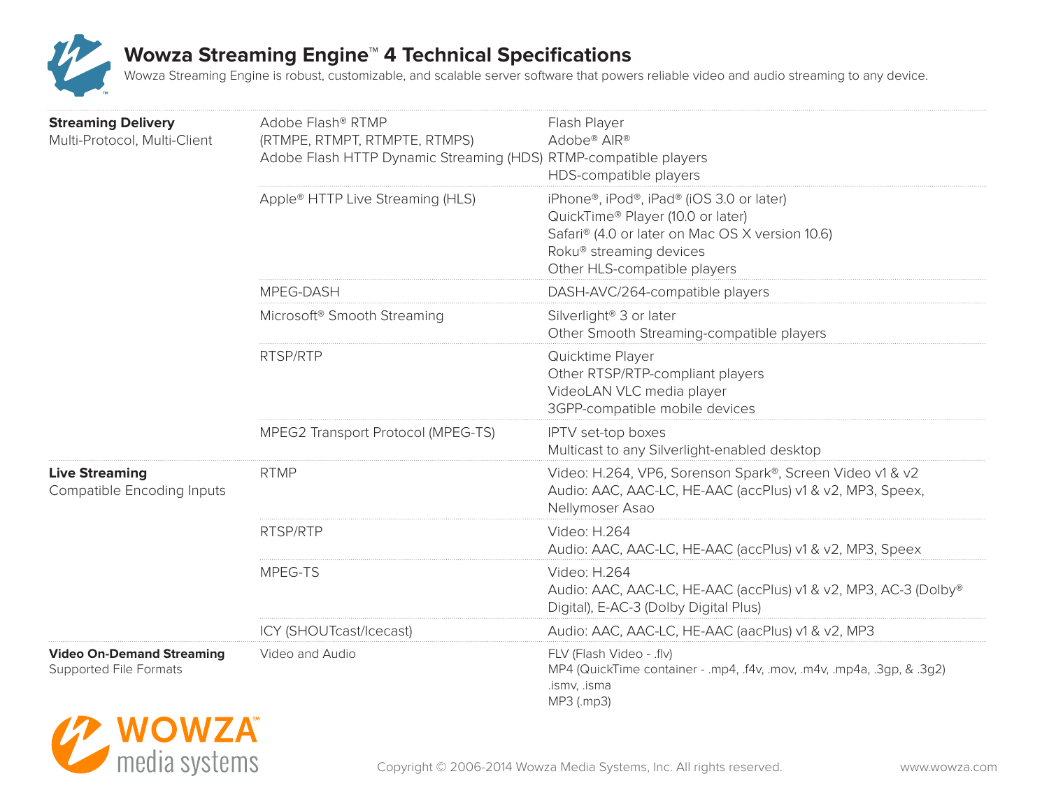# Wowza Streaming Engine™ 4 Technical Specifications

Wowza Streaming Engine is robust, customizable, and scalable server software that powers reliable video and audio streaming to any device.

| | | |
|---|---|---|
| **Streaming Delivery**<br>Multi-Protocol, Multi-Client | Adobe Flash® RTMP<br>(RTMPE, RTMPT, RTMPTE, RTMPS)<br>Adobe Flash HTTP Dynamic Streaming (HDS) | Flash Player<br>Adobe® AIR®<br>RTMP-compatible players<br>HDS-compatible players |
| | Apple® HTTP Live Streaming (HLS) | iPhone®, iPod®, iPad® (iOS 3.0 or later)<br>QuickTime® Player (10.0 or later)<br>Safari® (4.0 or later on Mac OS X version 10.6)<br>Roku® streaming devices<br>Other HLS-compatible players |
| | MPEG-DASH | DASH-AVC/264-compatible players |
| | Microsoft® Smooth Streaming | Silverlight® 3 or later<br>Other Smooth Streaming-compatible players |
| | RTSP/RTP | Quicktime Player<br>Other RTSP/RTP-compliant players<br>VideoLAN VLC media player<br>3GPP-compatible mobile devices |
| | MPEG2 Transport Protocol (MPEG-TS) | IPTV set-top boxes<br>Multicast to any Silverlight-enabled desktop |
| **Live Streaming**<br>Compatible Encoding Inputs | RTMP | Video: H.264, VP6, Sorenson Spark®, Screen Video v1 & v2<br>Audio: AAC, AAC-LC, HE-AAC (accPlus) v1 & v2, MP3, Speex, Nellymoser Asao |
| | RTSP/RTP | Video: H.264<br>Audio: AAC, AAC-LC, HE-AAC (accPlus) v1 & v2, MP3, Speex |
| | MPEG-TS | Video: H.264<br>Audio: AAC, AAC-LC, HE-AAC (accPlus) v1 & v2, MP3, AC-3 (Dolby® Digital), E-AC-3 (Dolby Digital Plus) |
| | ICY (SHOUTcast/Icecast) | Audio: AAC, AAC-LC, HE-AAC (aacPlus) v1 & v2, MP3 |
| **Video On-Demand Streaming**<br>Supported File Formats | Video and Audio | FLV (Flash Video - .flv)<br>MP4 (QuickTime container - .mp4, .f4v, .mov, .m4v, .mp4a, .3gp, & .3g2)<br>.ismv, .isma<br>MP3 (.mp3) |

Copyright © 2006-2014 Wowza Media Systems, Inc. All rights reserved.

www.wowza.com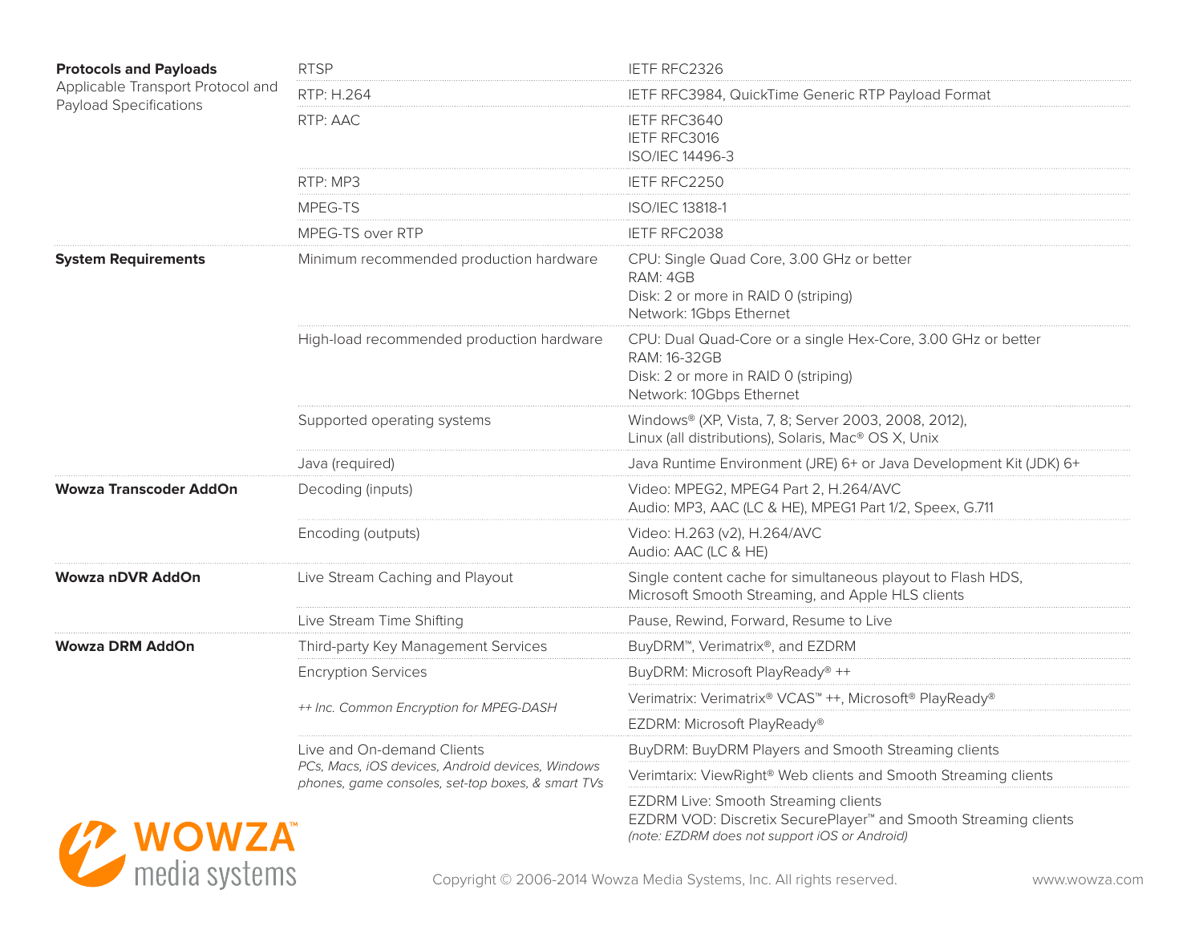| | | |
|---|---|---|
| **Protocols and Payloads** Applicable Transport Protocol and Payload Specifications | RTSP | IETF RFC2326 |
| | RTP: H.264 | IETF RFC3984, QuickTime Generic RTP Payload Format |
| | RTP: AAC | IETF RFC3640<br>IETF RFC3016<br>ISO/IEC 14496-3 |
| | RTP: MP3 | IETF RFC2250 |
| | MPEG-TS | ISO/IEC 13818-1 |
| | MPEG-TS over RTP | IETF RFC2038 |
| **System Requirements** | Minimum recommended production hardware | CPU: Single Quad Core, 3.00 GHz or better<br>RAM: 4GB<br>Disk: 2 or more in RAID 0 (striping)<br>Network: 1Gbps Ethernet |
| | High-load recommended production hardware | CPU: Dual Quad-Core or a single Hex-Core, 3.00 GHz or better<br>RAM: 16-32GB<br>Disk: 2 or more in RAID 0 (striping)<br>Network: 10Gbps Ethernet |
| | Supported operating systems | Windows® (XP, Vista, 7, 8; Server 2003, 2008, 2012),<br>Linux (all distributions), Solaris, Mac® OS X, Unix |
| | Java (required) | Java Runtime Environment (JRE) 6+ or Java Development Kit (JDK) 6+ |
| **Wowza Transcoder AddOn** | Decoding (inputs) | Video: MPEG2, MPEG4 Part 2, H.264/AVC<br>Audio: MP3, AAC (LC & HE), MPEG1 Part 1/2, Speex, G.711 |
| | Encoding (outputs) | Video: H.263 (v2), H.264/AVC<br>Audio: AAC (LC & HE) |
| **Wowza nDVR AddOn** | Live Stream Caching and Playout | Single content cache for simultaneous playout to Flash HDS,<br>Microsoft Smooth Streaming, and Apple HLS clients |
| | Live Stream Time Shifting | Pause, Rewind, Forward, Resume to Live |
| **Wowza DRM AddOn** | Third-party Key Management Services | BuyDRM™, Verimatrix®, and EZDRM |
| | Encryption Services | BuyDRM: Microsoft PlayReady® ++ |
| | *++ Inc. Common Encryption for MPEG-DASH* | Verimatrix: Verimatrix® VCAS™ ++, Microsoft® PlayReady® |
| | | EZDRM: Microsoft PlayReady® |
| | Live and On-demand Clients<br>*PCs, Macs, iOS devices, Android devices, Windows phones, game consoles, set-top boxes, & smart TVs* | BuyDRM: BuyDRM Players and Smooth Streaming clients |
| | | Verimtarix: ViewRight® Web clients and Smooth Streaming clients |
| | | EZDRM Live: Smooth Streaming clients<br>EZDRM VOD: Discretix SecurePlayer™ and Smooth Streaming clients<br>*(note: EZDRM does not support iOS or Android)* |

WOWZA™ media systems

Copyright © 2006-2014 Wowza Media Systems, Inc. All rights reserved. www.wowza.com